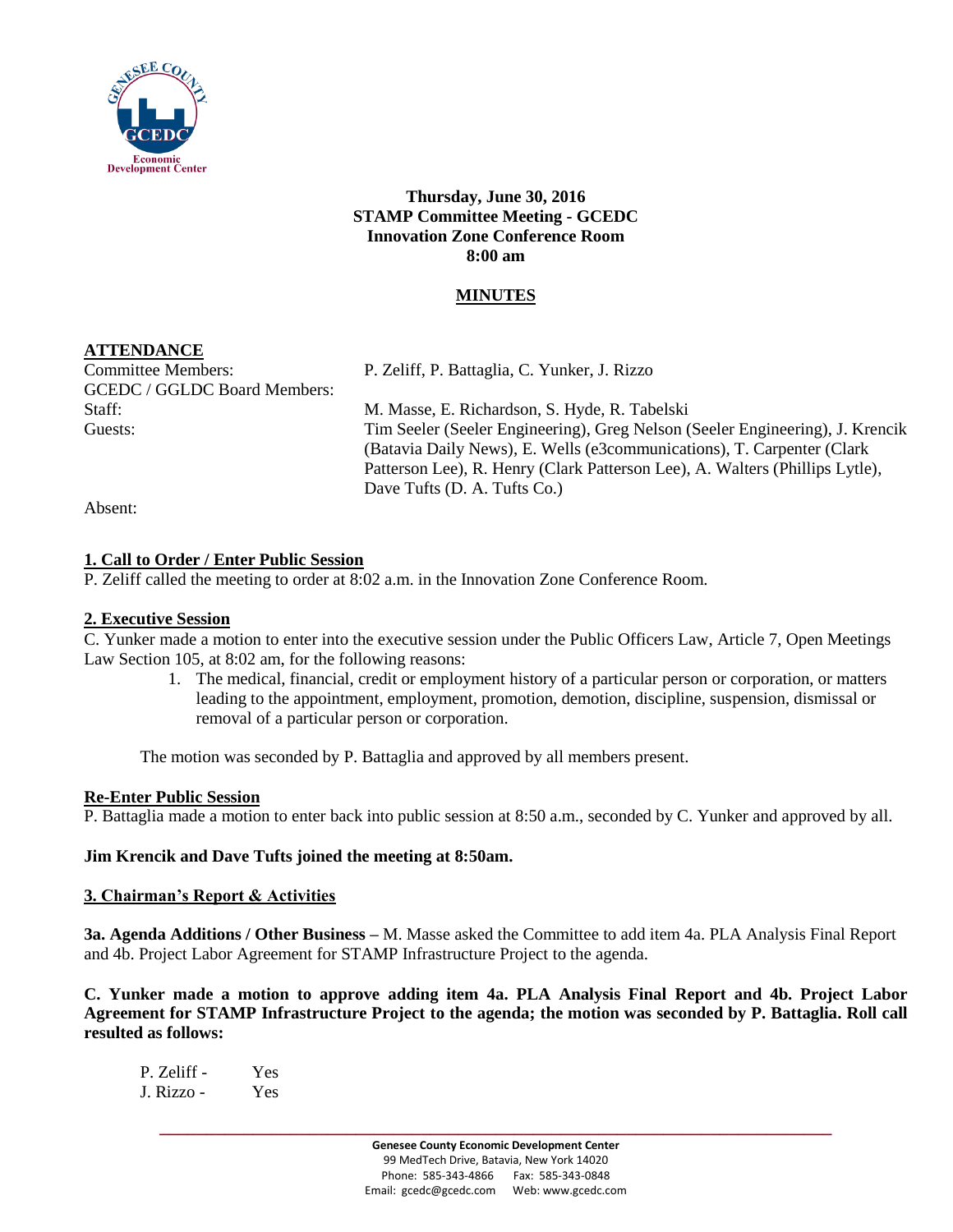**Thursday, June 30, 2016**
**STAMP Committee Meeting - GCEDC**
**Innovation Zone Conference Room**
**8:00 am**

## MINUTES

**ATTENDANCE**

| | |
|---|---|
| Committee Members: | P. Zeliff, P. Battaglia, C. Yunker, J. Rizzo |
| GCEDC / GGLDC Board Members: | |
| Staff: | M. Masse, E. Richardson, S. Hyde, R. Tabelski |
| Guests: | Tim Seeler (Seeler Engineering), Greg Nelson (Seeler Engineering), J. Krencik (Batavia Daily News), E. Wells (e3communications), T. Carpenter (Clark Patterson Lee), R. Henry (Clark Patterson Lee), A. Walters (Phillips Lytle), Dave Tufts (D. A. Tufts Co.) |
| Absent: | |

**1. Call to Order / Enter Public Session**

P. Zeliff called the meeting to order at 8:02 a.m. in the Innovation Zone Conference Room.

**2. Executive Session**

C. Yunker made a motion to enter into the executive session under the Public Officers Law, Article 7, Open Meetings Law Section 105, at 8:02 am, for the following reasons:

1. The medical, financial, credit or employment history of a particular person or corporation, or matters leading to the appointment, employment, promotion, demotion, discipline, suspension, dismissal or removal of a particular person or corporation.

The motion was seconded by P. Battaglia and approved by all members present.

**Re-Enter Public Session**

P. Battaglia made a motion to enter back into public session at 8:50 a.m., seconded by C. Yunker and approved by all.

**Jim Krencik and Dave Tufts joined the meeting at 8:50am.**

**3. Chairman's Report & Activities**

**3a. Agenda Additions / Other Business –** M. Masse asked the Committee to add item 4a. PLA Analysis Final Report and 4b. Project Labor Agreement for STAMP Infrastructure Project to the agenda.

**C. Yunker made a motion to approve adding item 4a. PLA Analysis Final Report and 4b. Project Labor Agreement for STAMP Infrastructure Project to the agenda; the motion was seconded by P. Battaglia. Roll call resulted as follows:**

P. Zeliff - Yes
J. Rizzo - Yes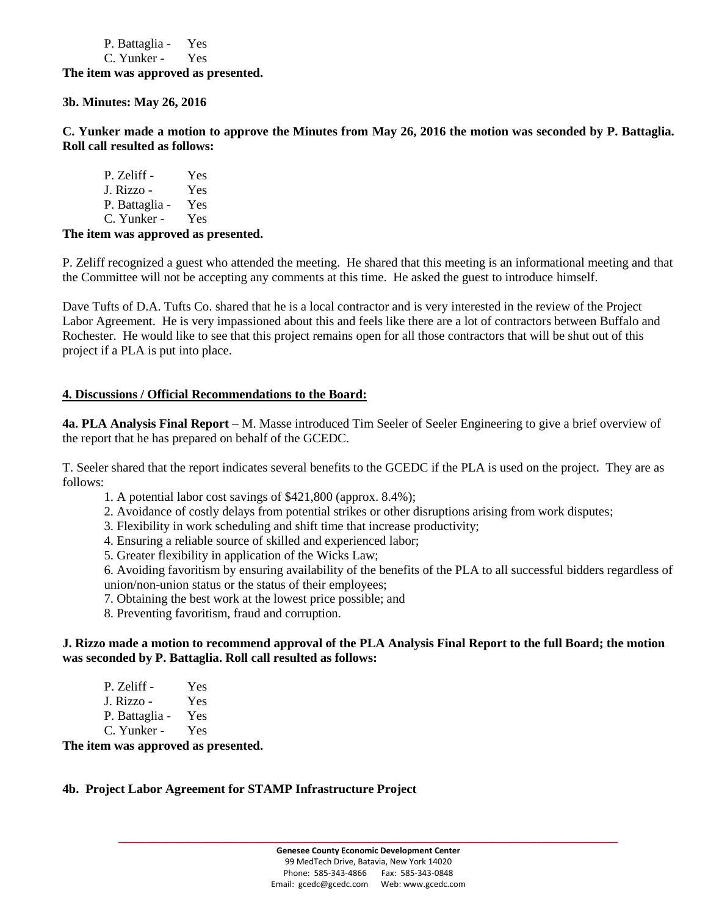P. Battaglia - Yes
C. Yunker - Yes

**The item was approved as presented.**

**3b. Minutes: May 26, 2016**

**C. Yunker made a motion to approve the Minutes from May 26, 2016 the motion was seconded by P. Battaglia. Roll call resulted as follows:**

P. Zeliff - Yes
J. Rizzo - Yes
P. Battaglia - Yes
C. Yunker - Yes

**The item was approved as presented.**

P. Zeliff recognized a guest who attended the meeting. He shared that this meeting is an informational meeting and that the Committee will not be accepting any comments at this time. He asked the guest to introduce himself.

Dave Tufts of D.A. Tufts Co. shared that he is a local contractor and is very interested in the review of the Project Labor Agreement. He is very impassioned about this and feels like there are a lot of contractors between Buffalo and Rochester. He would like to see that this project remains open for all those contractors that will be shut out of this project if a PLA is put into place.

**4. Discussions / Official Recommendations to the Board:**

**4a. PLA Analysis Final Report –** M. Masse introduced Tim Seeler of Seeler Engineering to give a brief overview of the report that he has prepared on behalf of the GCEDC.

T. Seeler shared that the report indicates several benefits to the GCEDC if the PLA is used on the project. They are as follows:

1. A potential labor cost savings of $421,800 (approx. 8.4%);
2. Avoidance of costly delays from potential strikes or other disruptions arising from work disputes;
3. Flexibility in work scheduling and shift time that increase productivity;
4. Ensuring a reliable source of skilled and experienced labor;
5. Greater flexibility in application of the Wicks Law;
6. Avoiding favoritism by ensuring availability of the benefits of the PLA to all successful bidders regardless of union/non-union status or the status of their employees;
7. Obtaining the best work at the lowest price possible; and
8. Preventing favoritism, fraud and corruption.

**J. Rizzo made a motion to recommend approval of the PLA Analysis Final Report to the full Board; the motion was seconded by P. Battaglia. Roll call resulted as follows:**

P. Zeliff - Yes
J. Rizzo - Yes
P. Battaglia - Yes
C. Yunker - Yes

**The item was approved as presented.**

**4b. Project Labor Agreement for STAMP Infrastructure Project**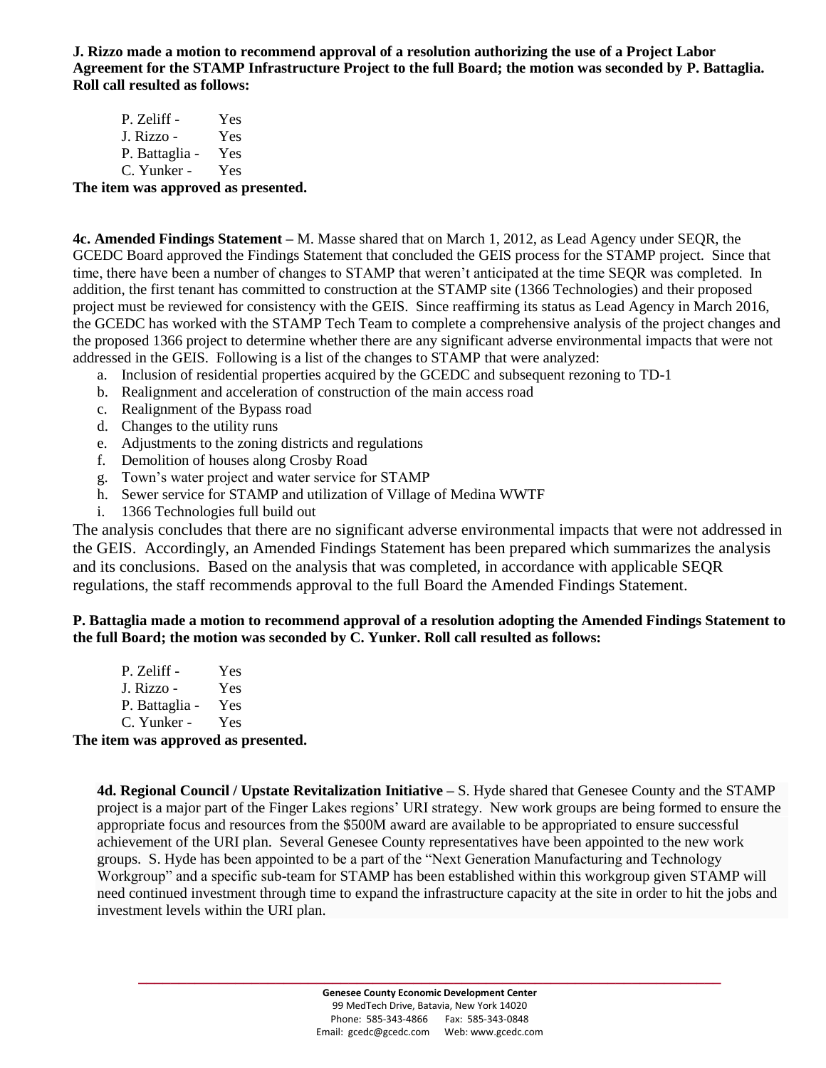**J. Rizzo made a motion to recommend approval of a resolution authorizing the use of a Project Labor Agreement for the STAMP Infrastructure Project to the full Board; the motion was seconded by P. Battaglia. Roll call resulted as follows:**

P. Zeliff - Yes
J. Rizzo - Yes
P. Battaglia - Yes
C. Yunker - Yes

**The item was approved as presented.**

**4c. Amended Findings Statement –** M. Masse shared that on March 1, 2012, as Lead Agency under SEQR, the GCEDC Board approved the Findings Statement that concluded the GEIS process for the STAMP project. Since that time, there have been a number of changes to STAMP that weren't anticipated at the time SEQR was completed. In addition, the first tenant has committed to construction at the STAMP site (1366 Technologies) and their proposed project must be reviewed for consistency with the GEIS. Since reaffirming its status as Lead Agency in March 2016, the GCEDC has worked with the STAMP Tech Team to complete a comprehensive analysis of the project changes and the proposed 1366 project to determine whether there are any significant adverse environmental impacts that were not addressed in the GEIS. Following is a list of the changes to STAMP that were analyzed:

a. Inclusion of residential properties acquired by the GCEDC and subsequent rezoning to TD-1
b. Realignment and acceleration of construction of the main access road
c. Realignment of the Bypass road
d. Changes to the utility runs
e. Adjustments to the zoning districts and regulations
f. Demolition of houses along Crosby Road
g. Town's water project and water service for STAMP
h. Sewer service for STAMP and utilization of Village of Medina WWTF
i. 1366 Technologies full build out

The analysis concludes that there are no significant adverse environmental impacts that were not addressed in the GEIS. Accordingly, an Amended Findings Statement has been prepared which summarizes the analysis and its conclusions. Based on the analysis that was completed, in accordance with applicable SEQR regulations, the staff recommends approval to the full Board the Amended Findings Statement.

**P. Battaglia made a motion to recommend approval of a resolution adopting the Amended Findings Statement to the full Board; the motion was seconded by C. Yunker. Roll call resulted as follows:**

P. Zeliff - Yes
J. Rizzo - Yes
P. Battaglia - Yes
C. Yunker - Yes

**The item was approved as presented.**

**4d. Regional Council / Upstate Revitalization Initiative –** S. Hyde shared that Genesee County and the STAMP project is a major part of the Finger Lakes regions' URI strategy. New work groups are being formed to ensure the appropriate focus and resources from the $500M award are available to be appropriated to ensure successful achievement of the URI plan. Several Genesee County representatives have been appointed to the new work groups. S. Hyde has been appointed to be a part of the "Next Generation Manufacturing and Technology Workgroup" and a specific sub-team for STAMP has been established within this workgroup given STAMP will need continued investment through time to expand the infrastructure capacity at the site in order to hit the jobs and investment levels within the URI plan.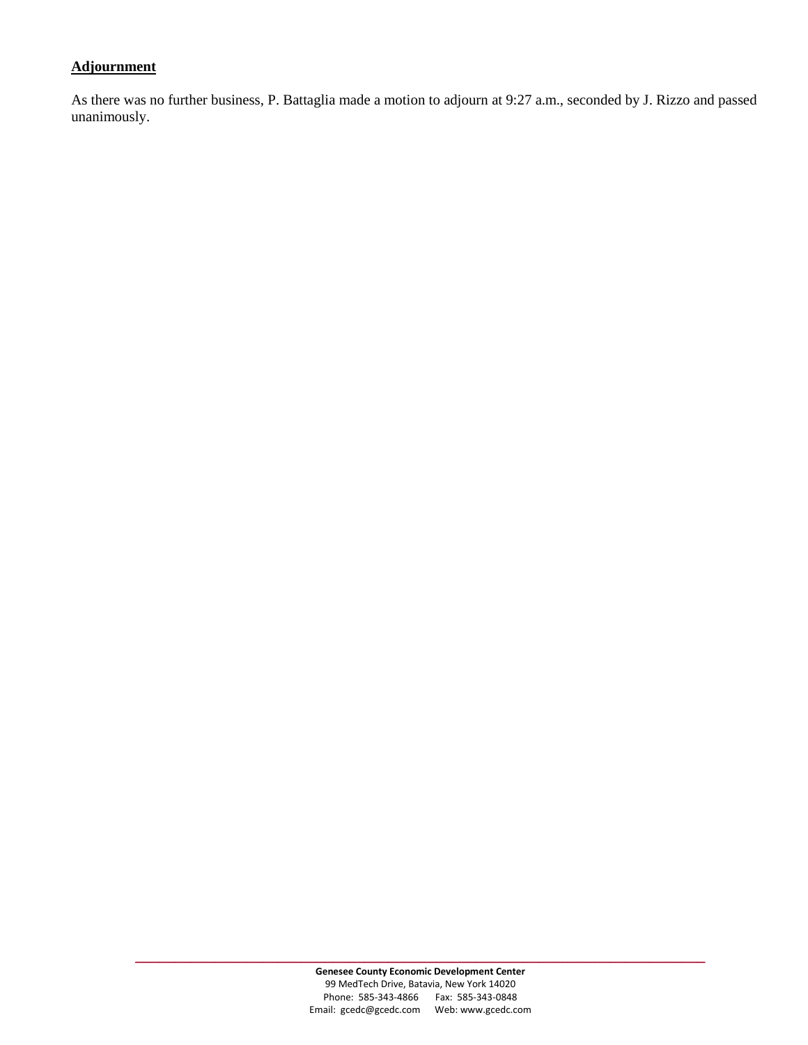**Adjournment**

As there was no further business, P. Battaglia made a motion to adjourn at 9:27 a.m., seconded by J. Rizzo and passed unanimously.